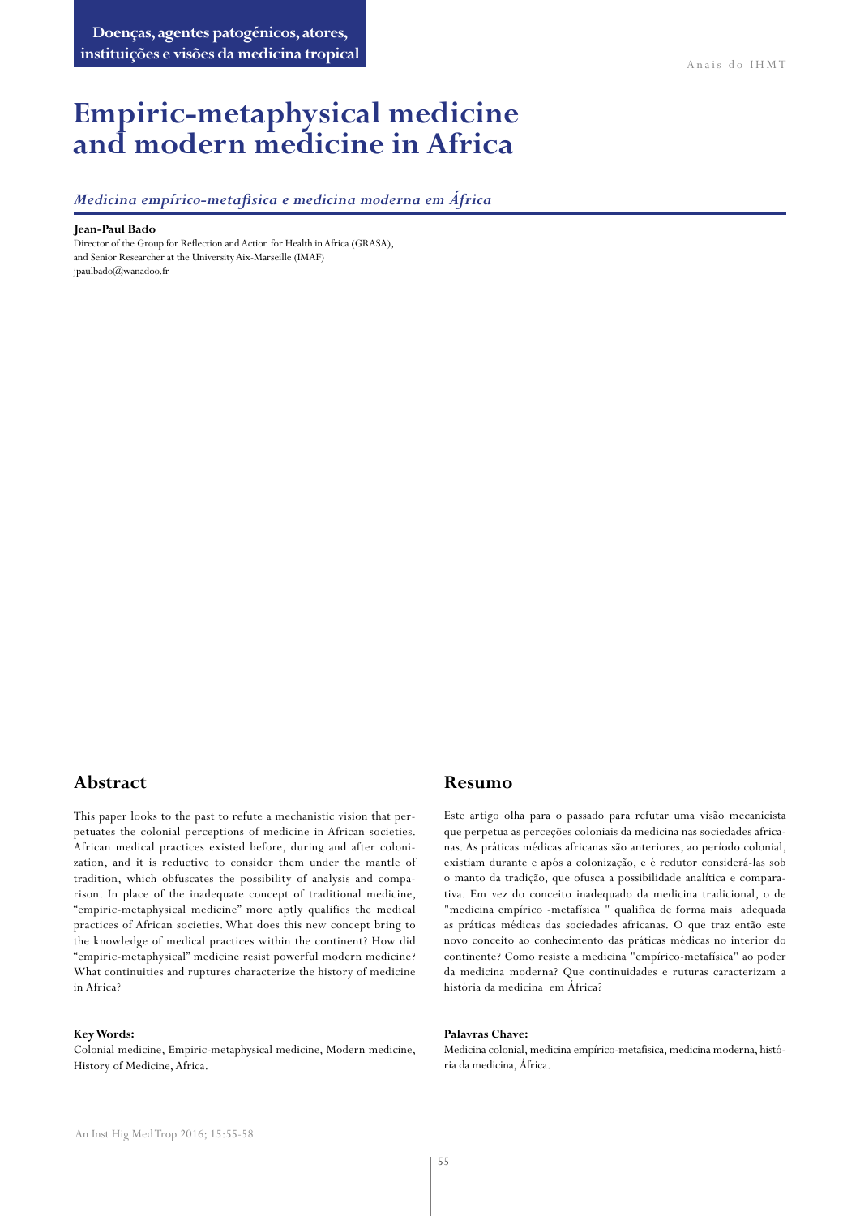# Empiric-metaphysical medicine and modern medicine in Africa

*Medicina empírico-metafísica e medicina moderna em África*

**Jean-Paul Bado**
Director of the Group for Reflection and Action for Health in Africa (GRASA), and Senior Researcher at the University Aix-Marseille (IMAF)
jpaulbado@wanadoo.fr

## Abstract

This paper looks to the past to refute a mechanistic vision that perpetuates the colonial perceptions of medicine in African societies. African medical practices existed before, during and after colonization, and it is reductive to consider them under the mantle of tradition, which obfuscates the possibility of analysis and comparison. In place of the inadequate concept of traditional medicine, "empiric-metaphysical medicine" more aptly qualifies the medical practices of African societies. What does this new concept bring to the knowledge of medical practices within the continent? How did "empiric-metaphysical" medicine resist powerful modern medicine? What continuities and ruptures characterize the history of medicine in Africa?

**Key Words:**
Colonial medicine, Empiric-metaphysical medicine, Modern medicine, History of Medicine, Africa.

## Resumo

Este artigo olha para o passado para refutar uma visão mecanicista que perpetua as perceções coloniais da medicina nas sociedades africanas. As práticas médicas africanas são anteriores, ao período colonial, existiam durante e após a colonização, e é redutor considerá-las sob o manto da tradição, que ofusca a possibilidade analítica e comparativa. Em vez do conceito inadequado da medicina tradicional, o de "medicina empírico -metafísica " qualifica de forma mais adequada as práticas médicas das sociedades africanas. O que traz então este novo conceito ao conhecimento das práticas médicas no interior do continente? Como resiste a medicina "empírico-metafísica" ao poder da medicina moderna? Que continuidades e ruturas caracterizam a história da medicina em África?

**Palavras Chave:**
Medicina colonial, medicina empírico-metafisica, medicina moderna, história da medicina, África.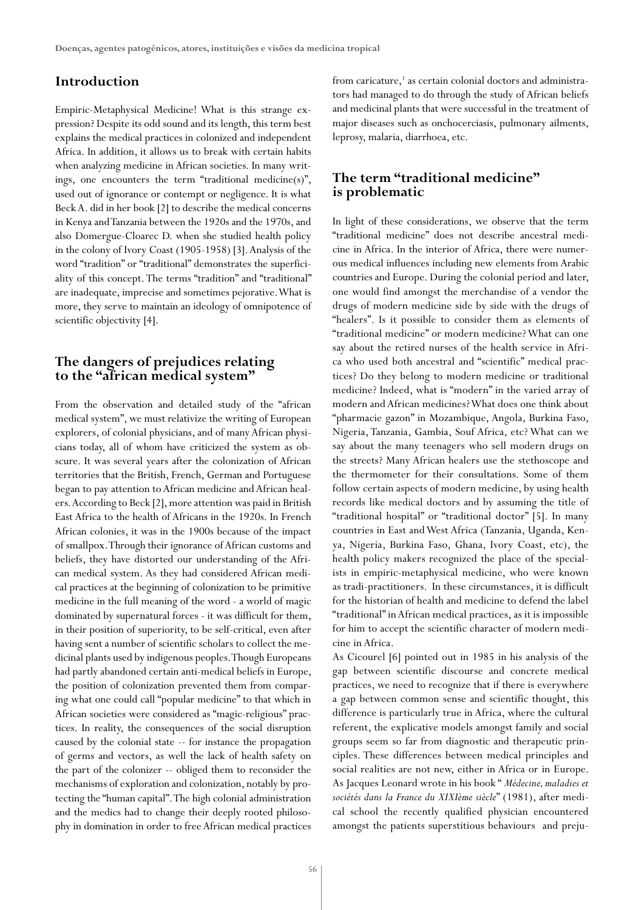## Introduction

Empiric-Metaphysical Medicine! What is this strange expression? Despite its odd sound and its length, this term best explains the medical practices in colonized and independent Africa. In addition, it allows us to break with certain habits when analyzing medicine in African societies. In many writings, one encounters the term "traditional medicine(s)", used out of ignorance or contempt or negligence. It is what Beck A. did in her book [2] to describe the medical concerns in Kenya and Tanzania between the 1920s and the 1970s, and also Domergue-Cloarec D. when she studied health policy in the colony of Ivory Coast (1905-1958) [3]. Analysis of the word "tradition" or "traditional" demonstrates the superficiality of this concept. The terms "tradition" and "traditional" are inadequate, imprecise and sometimes pejorative. What is more, they serve to maintain an ideology of omnipotence of scientific objectivity [4].

## The dangers of prejudices relating to the "african medical system"

From the observation and detailed study of the "african medical system", we must relativize the writing of European explorers, of colonial physicians, and of many African physicians today, all of whom have criticized the system as obscure. It was several years after the colonization of African territories that the British, French, German and Portuguese began to pay attention to African medicine and African healers. According to Beck [2], more attention was paid in British East Africa to the health of Africans in the 1920s. In French African colonies, it was in the 1900s because of the impact of smallpox. Through their ignorance of African customs and beliefs, they have distorted our understanding of the African medical system. As they had considered African medical practices at the beginning of colonization to be primitive medicine in the full meaning of the word - a world of magic dominated by supernatural forces - it was difficult for them, in their position of superiority, to be self-critical, even after having sent a number of scientific scholars to collect the medicinal plants used by indigenous peoples. Though Europeans had partly abandoned certain anti-medical beliefs in Europe, the position of colonization prevented them from comparing what one could call "popular medicine" to that which in African societies were considered as "magic-religious" practices. In reality, the consequences of the social disruption caused by the colonial state -- for instance the propagation of germs and vectors, as well the lack of health safety on the part of the colonizer -- obliged them to reconsider the mechanisms of exploration and colonization, notably by protecting the "human capital". The high colonial administration and the medics had to change their deeply rooted philosophy in domination in order to free African medical practices from caricature,[1] as certain colonial doctors and administrators had managed to do through the study of African beliefs and medicinal plants that were successful in the treatment of major diseases such as onchocerciasis, pulmonary ailments, leprosy, malaria, diarrhoea, etc.

## The term "traditional medicine" is problematic

In light of these considerations, we observe that the term "traditional medicine" does not describe ancestral medicine in Africa. In the interior of Africa, there were numerous medical influences including new elements from Arabic countries and Europe. During the colonial period and later, one would find amongst the merchandise of a vendor the drugs of modern medicine side by side with the drugs of "healers". Is it possible to consider them as elements of "traditional medicine" or modern medicine? What can one say about the retired nurses of the health service in Africa who used both ancestral and "scientific" medical practices? Do they belong to modern medicine or traditional medicine? Indeed, what is "modern" in the varied array of modern and African medicines? What does one think about "pharmacie gazon" in Mozambique, Angola, Burkina Faso, Nigeria, Tanzania, Gambia, Souf Africa, etc? What can we say about the many teenagers who sell modern drugs on the streets? Many African healers use the stethoscope and the thermometer for their consultations. Some of them follow certain aspects of modern medicine, by using health records like medical doctors and by assuming the title of "traditional hospital" or "traditional doctor" [5]. In many countries in East and West Africa (Tanzania, Uganda, Kenya, Nigeria, Burkina Faso, Ghana, Ivory Coast, etc), the health policy makers recognized the place of the specialists in empiric-metaphysical medicine, who were known as tradi-practitioners. In these circumstances, it is difficult for the historian of health and medicine to defend the label "traditional" in African medical practices, as it is impossible for him to accept the scientific character of modern medicine in Africa.

As Cicourel [6] pointed out in 1985 in his analysis of the gap between scientific discourse and concrete medical practices, we need to recognize that if there is everywhere a gap between common sense and scientific thought, this difference is particularly true in Africa, where the cultural referent, the explicative models amongst family and social groups seem so far from diagnostic and therapeutic principles. These differences between medical principles and social realities are not new, either in Africa or in Europe. As Jacques Leonard wrote in his book "*Médecine, maladies et sociétés dans la France du XIXème siècle*" (1981), after medical school the recently qualified physician encountered amongst the patients superstitious behaviours and preju-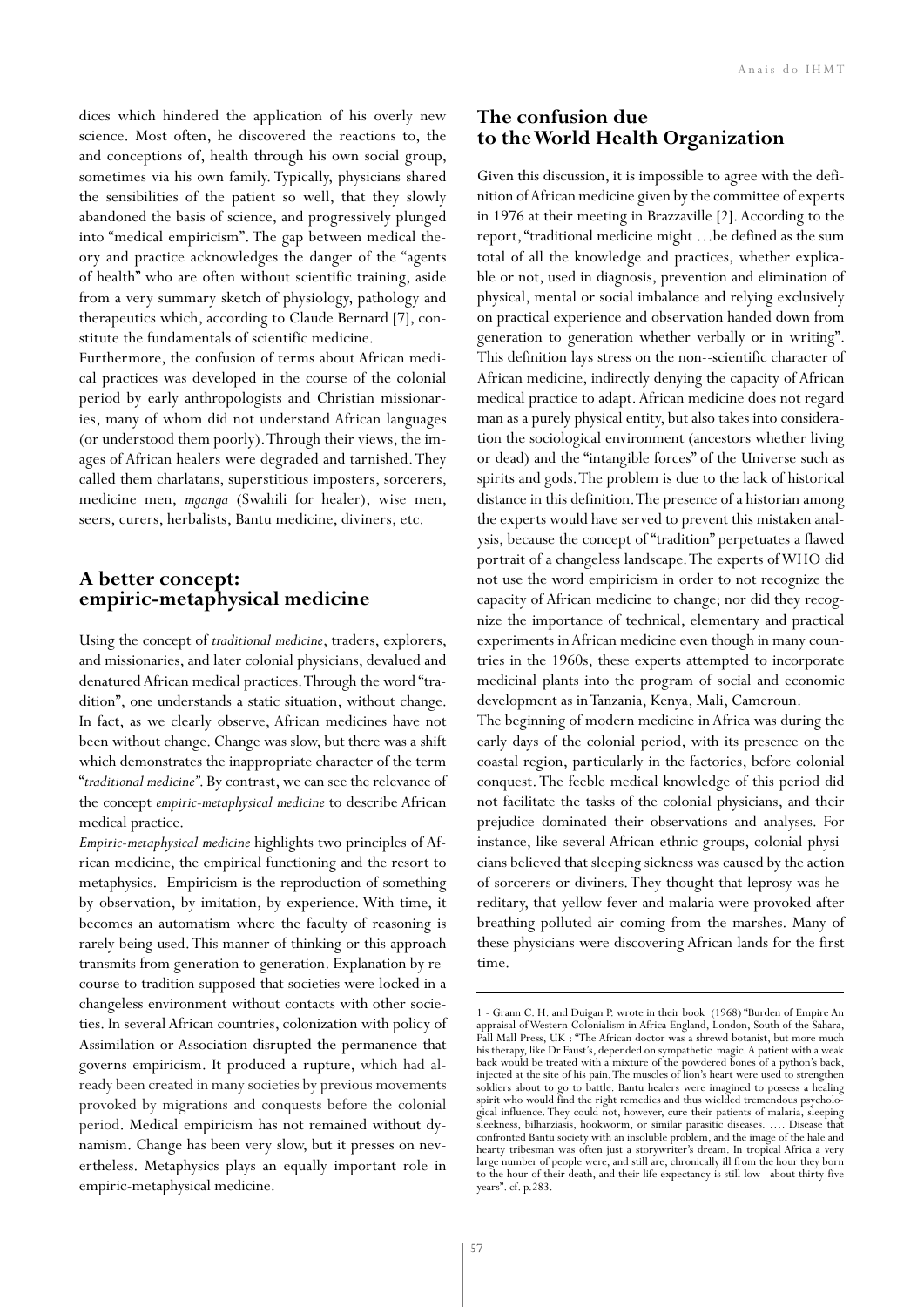dices which hindered the application of his overly new science. Most often, he discovered the reactions to, the and conceptions of, health through his own social group, sometimes via his own family. Typically, physicians shared the sensibilities of the patient so well, that they slowly abandoned the basis of science, and progressively plunged into "medical empiricism". The gap between medical theory and practice acknowledges the danger of the "agents of health" who are often without scientific training, aside from a very summary sketch of physiology, pathology and therapeutics which, according to Claude Bernard [7], constitute the fundamentals of scientific medicine.

Furthermore, the confusion of terms about African medical practices was developed in the course of the colonial period by early anthropologists and Christian missionaries, many of whom did not understand African languages (or understood them poorly). Through their views, the images of African healers were degraded and tarnished. They called them charlatans, superstitious imposters, sorcerers, medicine men, *mganga* (Swahili for healer), wise men, seers, curers, herbalists, Bantu medicine, diviners, etc.

## A better concept: empiric-metaphysical medicine

Using the concept of *traditional medicine*, traders, explorers, and missionaries, and later colonial physicians, devalued and denatured African medical practices. Through the word "tradition", one understands a static situation, without change. In fact, as we clearly observe, African medicines have not been without change. Change was slow, but there was a shift which demonstrates the inappropriate character of the term "*traditional medicine*". By contrast, we can see the relevance of the concept *empiric-metaphysical medicine* to describe African medical practice.

*Empiric-metaphysical medicine* highlights two principles of African medicine, the empirical functioning and the resort to metaphysics. -Empiricism is the reproduction of something by observation, by imitation, by experience. With time, it becomes an automatism where the faculty of reasoning is rarely being used. This manner of thinking or this approach transmits from generation to generation. Explanation by recourse to tradition supposed that societies were locked in a changeless environment without contacts with other societies. In several African countries, colonization with policy of Assimilation or Association disrupted the permanence that governs empiricism. It produced a rupture, which had already been created in many societies by previous movements provoked by migrations and conquests before the colonial period. Medical empiricism has not remained without dynamism. Change has been very slow, but it presses on nevertheless. Metaphysics plays an equally important role in empiric-metaphysical medicine.

## The confusion due to the World Health Organization

Given this discussion, it is impossible to agree with the definition of African medicine given by the committee of experts in 1976 at their meeting in Brazzaville [2]. According to the report, "traditional medicine might …be defined as the sum total of all the knowledge and practices, whether explicable or not, used in diagnosis, prevention and elimination of physical, mental or social imbalance and relying exclusively on practical experience and observation handed down from generation to generation whether verbally or in writing". This definition lays stress on the non--scientific character of African medicine, indirectly denying the capacity of African medical practice to adapt. African medicine does not regard man as a purely physical entity, but also takes into consideration the sociological environment (ancestors whether living or dead) and the "intangible forces" of the Universe such as spirits and gods. The problem is due to the lack of historical distance in this definition. The presence of a historian among the experts would have served to prevent this mistaken analysis, because the concept of "tradition" perpetuates a flawed portrait of a changeless landscape. The experts of WHO did not use the word empiricism in order to not recognize the capacity of African medicine to change; nor did they recognize the importance of technical, elementary and practical experiments in African medicine even though in many countries in the 1960s, these experts attempted to incorporate medicinal plants into the program of social and economic development as in Tanzania, Kenya, Mali, Cameroun.

The beginning of modern medicine in Africa was during the early days of the colonial period, with its presence on the coastal region, particularly in the factories, before colonial conquest. The feeble medical knowledge of this period did not facilitate the tasks of the colonial physicians, and their prejudice dominated their observations and analyses. For instance, like several African ethnic groups, colonial physicians believed that sleeping sickness was caused by the action of sorcerers or diviners. They thought that leprosy was hereditary, that yellow fever and malaria were provoked after breathing polluted air coming from the marshes. Many of these physicians were discovering African lands for the first time.

---

1 - Grann C. H. and Duigan P. wrote in their book (1968) "Burden of Empire An appraisal of Western Colonialism in Africa England, London, South of the Sahara, Pall Mall Press, UK : "The African doctor was a shrewd botanist, but more much his therapy, like Dr Faust's, depended on sympathetic magic. A patient with a weak back would be treated with a mixture of the powdered bones of a python's back, injected at the site of his pain. The muscles of lion's heart were used to strengthen soldiers about to go to battle. Bantu healers were imagined to possess a healing spirit who would find the right remedies and thus wielded tremendous psychological influence. They could not, however, cure their patients of malaria, sleeping sleekness, bilharziasis, hookworm, or similar parasitic diseases. …. Disease that confronted Bantu society with an insoluble problem, and the image of the hale and hearty tribesman was often just a storywriter's dream. In tropical Africa a very large number of people were, and still are, chronically ill from the hour they born to the hour of their death, and their life expectancy is still low –about thirty-five years". cf. p.283.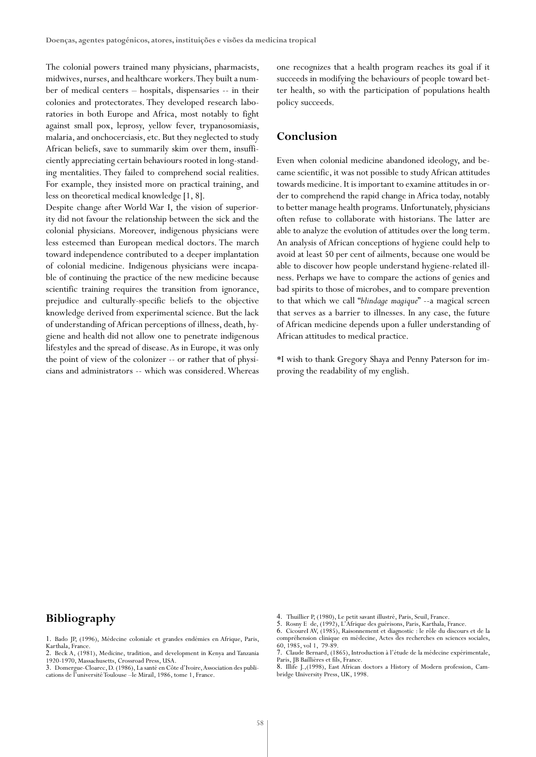The colonial powers trained many physicians, pharmacists, midwives, nurses, and healthcare workers. They built a number of medical centers – hospitals, dispensaries -- in their colonies and protectorates. They developed research laboratories in both Europe and Africa, most notably to fight against small pox, leprosy, yellow fever, trypanosomiasis, malaria, and onchocerciasis, etc. But they neglected to study African beliefs, save to summarily skim over them, insufficiently appreciating certain behaviours rooted in long-standing mentalities. They failed to comprehend social realities. For example, they insisted more on practical training, and less on theoretical medical knowledge [1, 8].

Despite change after World War I, the vision of superiority did not favour the relationship between the sick and the colonial physicians. Moreover, indigenous physicians were less esteemed than European medical doctors. The march toward independence contributed to a deeper implantation of colonial medicine. Indigenous physicians were incapable of continuing the practice of the new medicine because scientific training requires the transition from ignorance, prejudice and culturally-specific beliefs to the objective knowledge derived from experimental science. But the lack of understanding of African perceptions of illness, death, hygiene and health did not allow one to penetrate indigenous lifestyles and the spread of disease. As in Europe, it was only the point of view of the colonizer -- or rather that of physicians and administrators -- which was considered. Whereas one recognizes that a health program reaches its goal if it succeeds in modifying the behaviours of people toward better health, so with the participation of populations health policy succeeds.

## Conclusion

Even when colonial medicine abandoned ideology, and became scientific, it was not possible to study African attitudes towards medicine. It is important to examine attitudes in order to comprehend the rapid change in Africa today, notably to better manage health programs. Unfortunately, physicians often refuse to collaborate with historians. The latter are able to analyze the evolution of attitudes over the long term. An analysis of African conceptions of hygiene could help to avoid at least 50 per cent of ailments, because one would be able to discover how people understand hygiene-related illness. Perhaps we have to compare the actions of genies and bad spirits to those of microbes, and to compare prevention to that which we call "*blindage magique*" --a magical screen that serves as a barrier to illnesses. In any case, the future of African medicine depends upon a fuller understanding of African attitudes to medical practice.

*I wish to thank Gregory Shaya and Penny Paterson for improving the readability of my english.

## Bibliography

1. Bado JP, (1996), Médecine coloniale et grandes endémies en Afrique, Paris, Karthala, France.
2. Beck A, (1981), Medicine, tradition, and development in Kenya and Tanzania 1920-1970, Massachusetts, Crossroad Press, USA.
3. Domergue-Cloarec, D. (1986), La santé en Côte d'Ivoire, Association des publications de l'université Toulouse –le Mirail, 1986, tome 1, France.
4. Thuillier P, (1980), Le petit savant illustré, Paris, Seuil, France.
5. Rosny E de, (1992), L'Afrique des guérisons, Paris, Karthala, France.
6. CicoureI AV, (1985), Raisonnement et diagnostic : le rôle du discours et de la compréhension clinique en médecine, Actes des recherches en sciences sociales, 60, 1985, vol 1, 79-89.
7. Claude Bernard, (1865), Introduction à l'étude de la médecine expérimentale, Paris, JB Baillières et fils, France.
8. Illife J.,(1998), East African doctors a History of Modern profession, Cambridge University Press, UK, 1998.